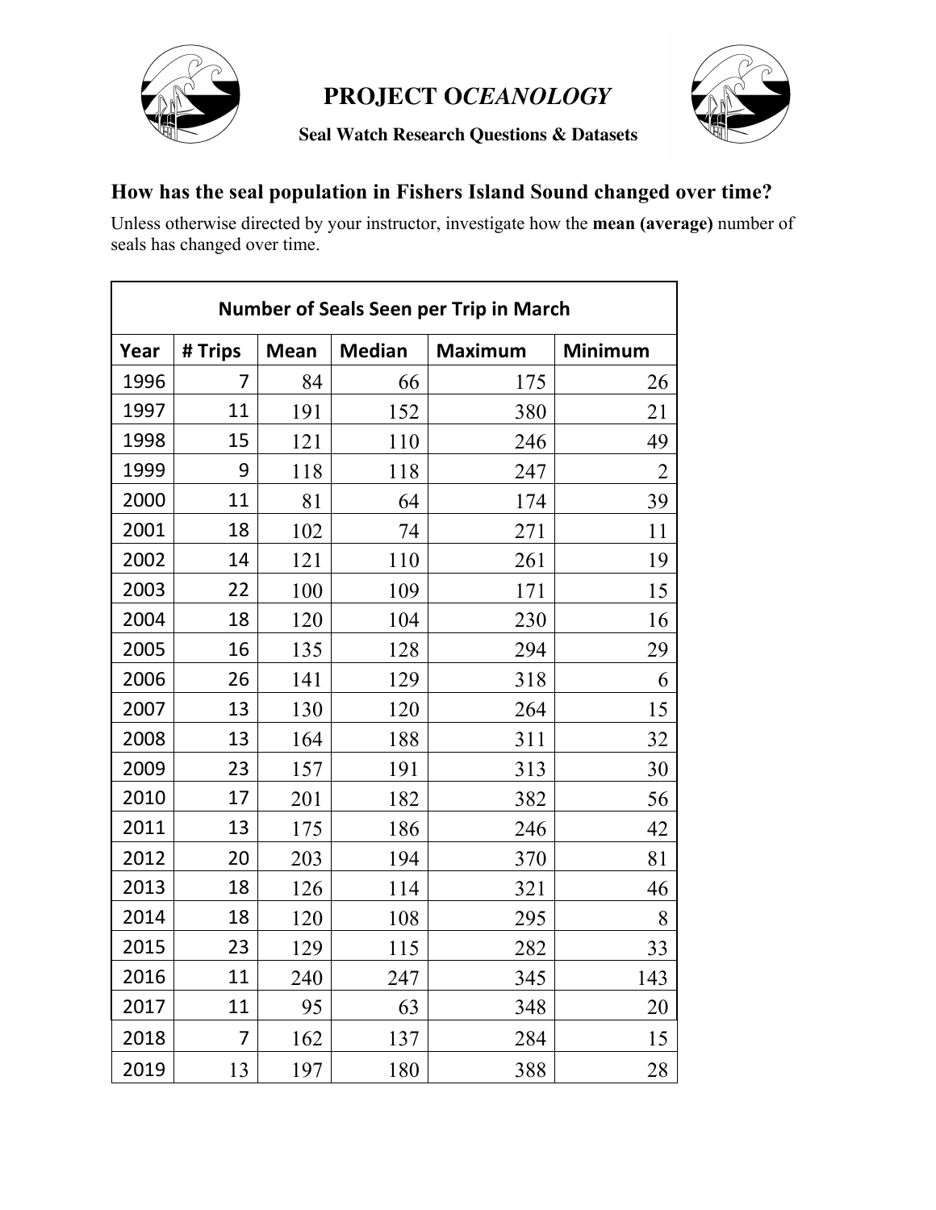# PROJECT O*CEANOLOGY*

**Seal Watch Research Questions & Datasets**

## How has the seal population in Fishers Island Sound changed over time?

Unless otherwise directed by your instructor, investigate how the **mean (average)** number of seals has changed over time.

| Number of Seals Seen per Trip in March | | | | | |
|---|---|---|---|---|---|
| **Year** | **# Trips** | **Mean** | **Median** | **Maximum** | **Minimum** |
| 1996 | 7 | 84 | 66 | 175 | 26 |
| 1997 | 11 | 191 | 152 | 380 | 21 |
| 1998 | 15 | 121 | 110 | 246 | 49 |
| 1999 | 9 | 118 | 118 | 247 | 2 |
| 2000 | 11 | 81 | 64 | 174 | 39 |
| 2001 | 18 | 102 | 74 | 271 | 11 |
| 2002 | 14 | 121 | 110 | 261 | 19 |
| 2003 | 22 | 100 | 109 | 171 | 15 |
| 2004 | 18 | 120 | 104 | 230 | 16 |
| 2005 | 16 | 135 | 128 | 294 | 29 |
| 2006 | 26 | 141 | 129 | 318 | 6 |
| 2007 | 13 | 130 | 120 | 264 | 15 |
| 2008 | 13 | 164 | 188 | 311 | 32 |
| 2009 | 23 | 157 | 191 | 313 | 30 |
| 2010 | 17 | 201 | 182 | 382 | 56 |
| 2011 | 13 | 175 | 186 | 246 | 42 |
| 2012 | 20 | 203 | 194 | 370 | 81 |
| 2013 | 18 | 126 | 114 | 321 | 46 |
| 2014 | 18 | 120 | 108 | 295 | 8 |
| 2015 | 23 | 129 | 115 | 282 | 33 |
| 2016 | 11 | 240 | 247 | 345 | 143 |
| 2017 | 11 | 95 | 63 | 348 | 20 |
| 2018 | 7 | 162 | 137 | 284 | 15 |
| 2019 | 13 | 197 | 180 | 388 | 28 |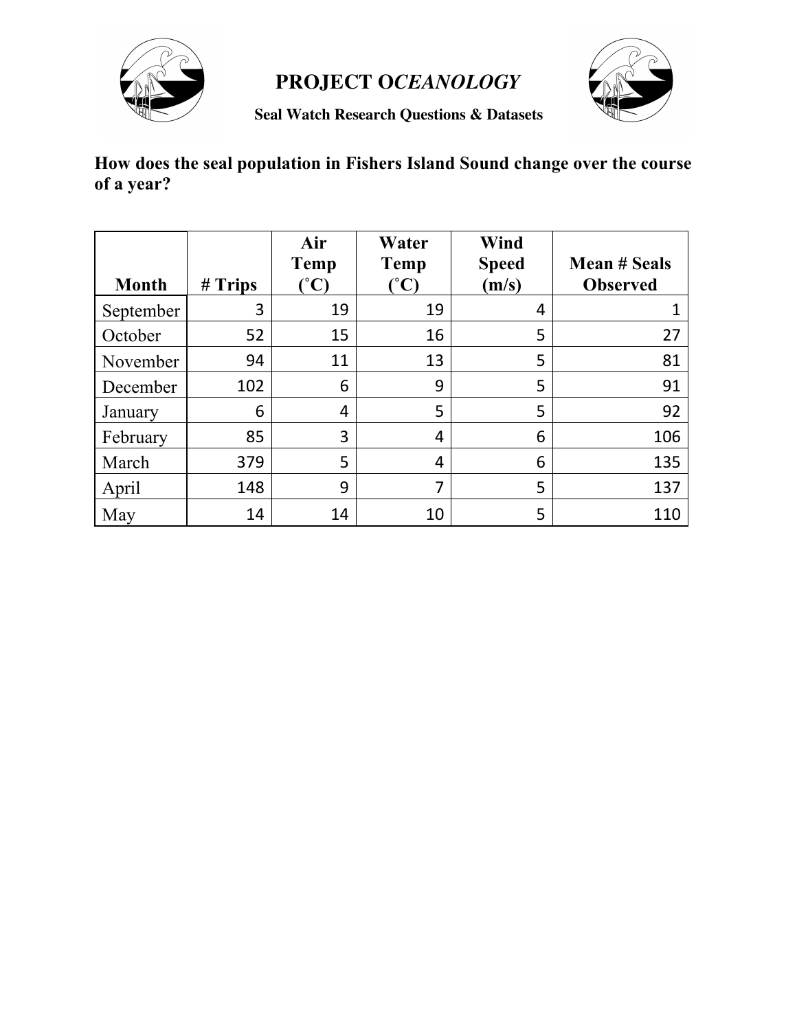# PROJECT O*CEANOLOGY*

**Seal Watch Research Questions & Datasets**

## How does the seal population in Fishers Island Sound change over the course of a year?

| Month | # Trips | Air Temp (˚C) | Water Temp (˚C) | Wind Speed (m/s) | Mean # Seals Observed |
|---|---|---|---|---|---|
| September | 3 | 19 | 19 | 4 | 1 |
| October | 52 | 15 | 16 | 5 | 27 |
| November | 94 | 11 | 13 | 5 | 81 |
| December | 102 | 6 | 9 | 5 | 91 |
| January | 6 | 4 | 5 | 5 | 92 |
| February | 85 | 3 | 4 | 6 | 106 |
| March | 379 | 5 | 4 | 6 | 135 |
| April | 148 | 9 | 7 | 5 | 137 |
| May | 14 | 14 | 10 | 5 | 110 |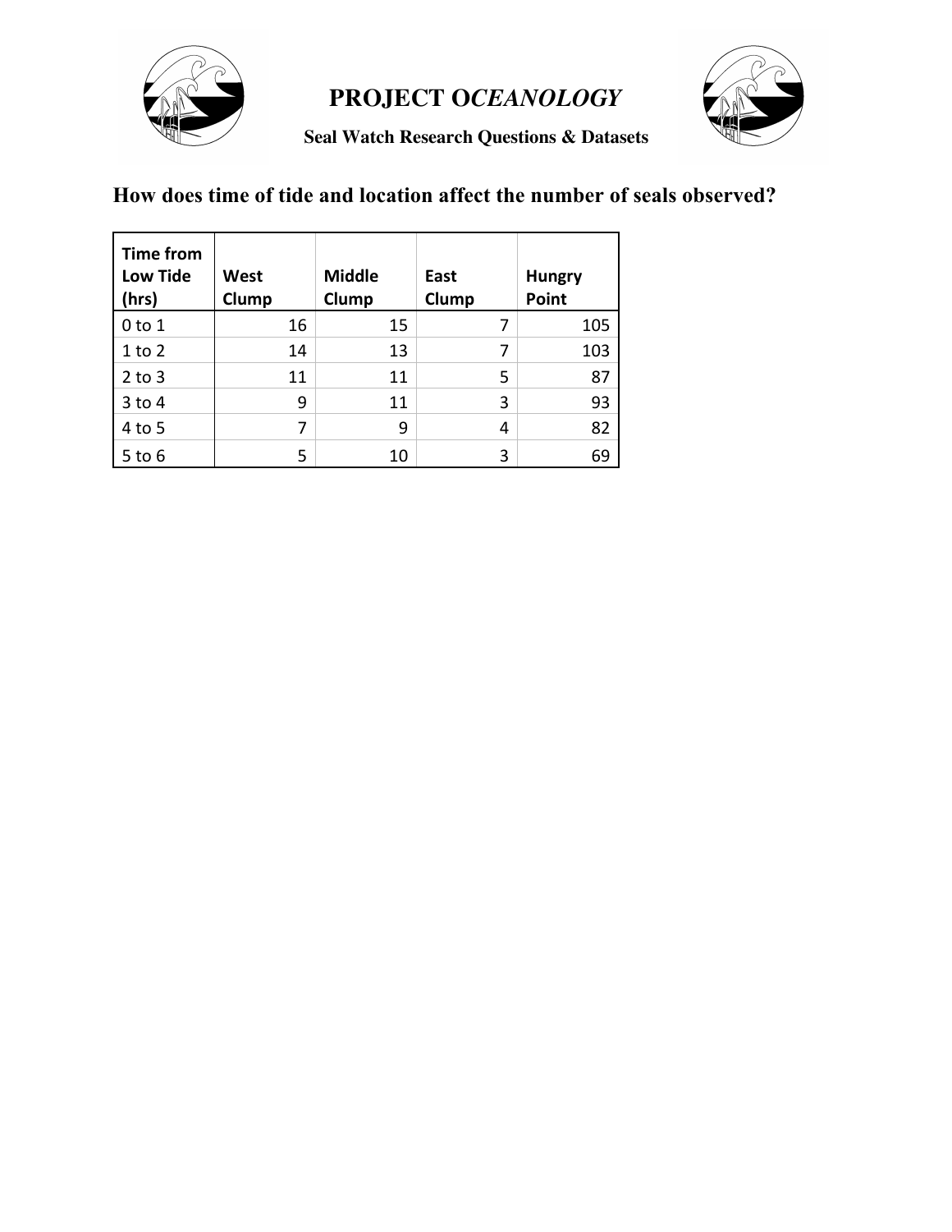# PROJECT O*CEANOLOGY*

**Seal Watch Research Questions & Datasets**

## How does time of tide and location affect the number of seals observed?

| Time from Low Tide (hrs) | West Clump | Middle Clump | East Clump | Hungry Point |
|---|---|---|---|---|
| 0 to 1 | 16 | 15 | 7 | 105 |
| 1 to 2 | 14 | 13 | 7 | 103 |
| 2 to 3 | 11 | 11 | 5 | 87 |
| 3 to 4 | 9 | 11 | 3 | 93 |
| 4 to 5 | 7 | 9 | 4 | 82 |
| 5 to 6 | 5 | 10 | 3 | 69 |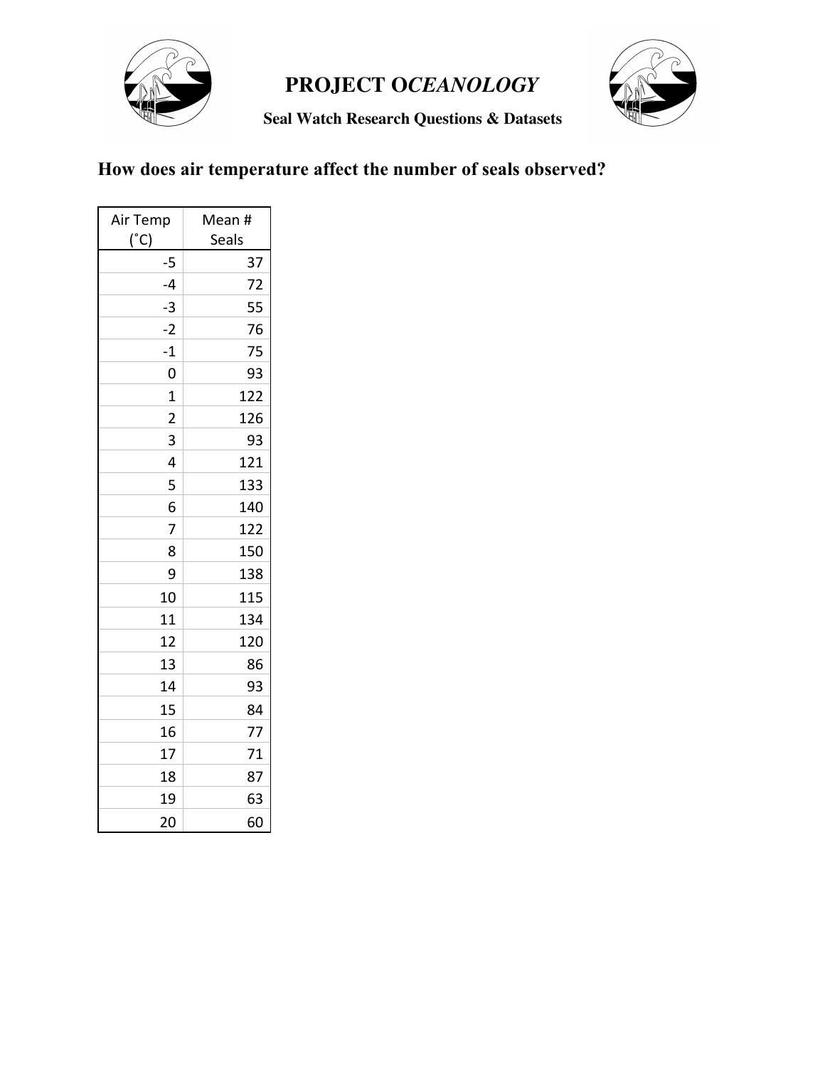# PROJECT O*CEANOLOGY*

**Seal Watch Research Questions & Datasets**

## How does air temperature affect the number of seals observed?

| Air Temp (˚C) | Mean # Seals |
|---|---|
| -5 | 37 |
| -4 | 72 |
| -3 | 55 |
| -2 | 76 |
| -1 | 75 |
| 0 | 93 |
| 1 | 122 |
| 2 | 126 |
| 3 | 93 |
| 4 | 121 |
| 5 | 133 |
| 6 | 140 |
| 7 | 122 |
| 8 | 150 |
| 9 | 138 |
| 10 | 115 |
| 11 | 134 |
| 12 | 120 |
| 13 | 86 |
| 14 | 93 |
| 15 | 84 |
| 16 | 77 |
| 17 | 71 |
| 18 | 87 |
| 19 | 63 |
| 20 | 60 |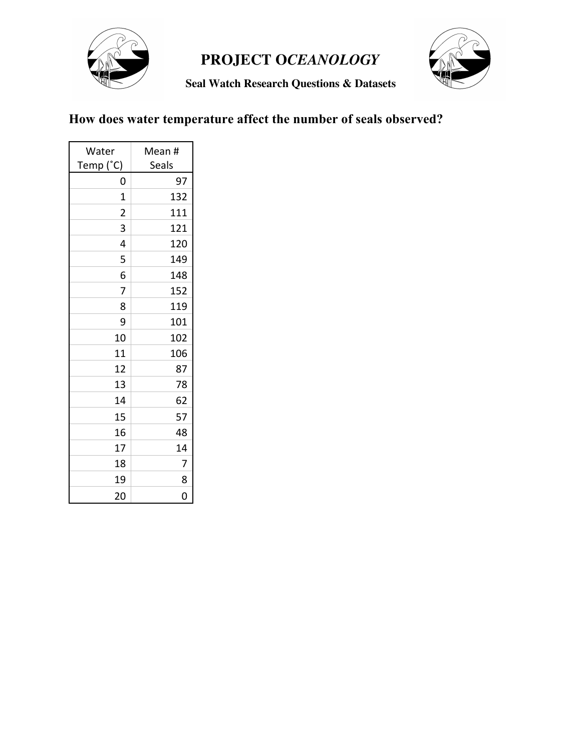# PROJECT O*CEANOLOGY*

**Seal Watch Research Questions & Datasets**

## How does water temperature affect the number of seals observed?

| Water Temp (˚C) | Mean # Seals |
|---|---|
| 0 | 97 |
| 1 | 132 |
| 2 | 111 |
| 3 | 121 |
| 4 | 120 |
| 5 | 149 |
| 6 | 148 |
| 7 | 152 |
| 8 | 119 |
| 9 | 101 |
| 10 | 102 |
| 11 | 106 |
| 12 | 87 |
| 13 | 78 |
| 14 | 62 |
| 15 | 57 |
| 16 | 48 |
| 17 | 14 |
| 18 | 7 |
| 19 | 8 |
| 20 | 0 |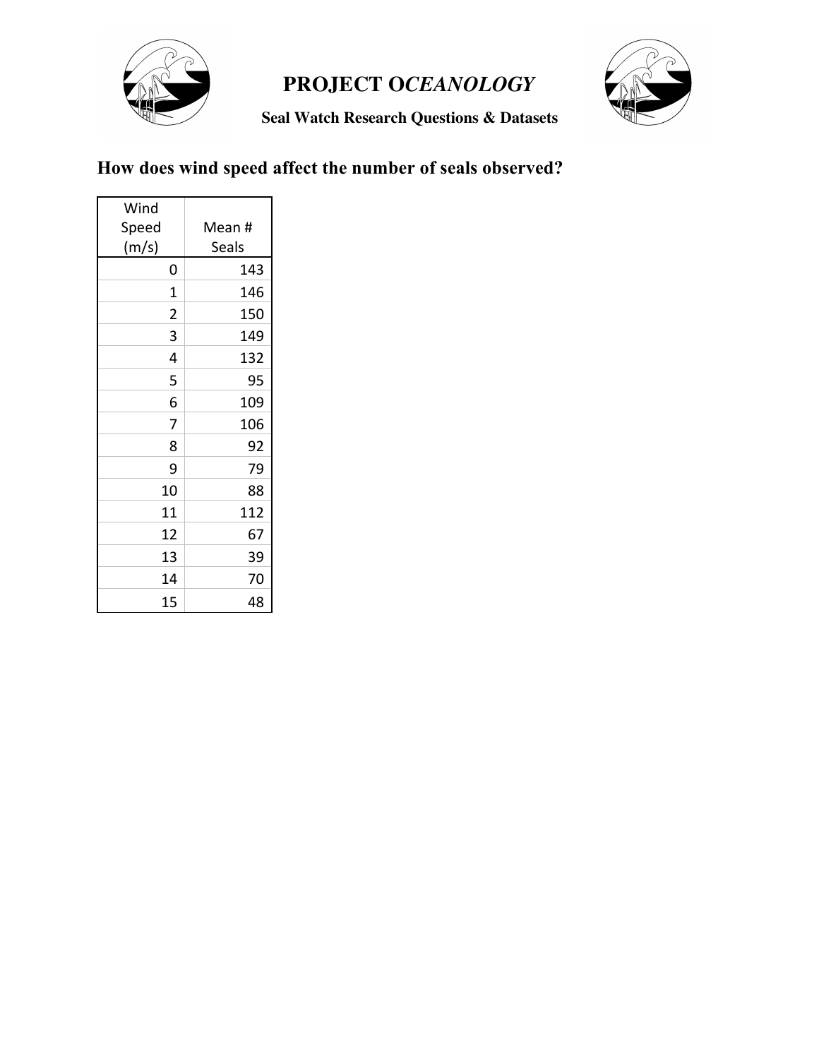# PROJECT O*CEANOLOGY*

**Seal Watch Research Questions & Datasets**

## How does wind speed affect the number of seals observed?

| Wind Speed (m/s) | Mean # Seals |
|---|---|
| 0 | 143 |
| 1 | 146 |
| 2 | 150 |
| 3 | 149 |
| 4 | 132 |
| 5 | 95 |
| 6 | 109 |
| 7 | 106 |
| 8 | 92 |
| 9 | 79 |
| 10 | 88 |
| 11 | 112 |
| 12 | 67 |
| 13 | 39 |
| 14 | 70 |
| 15 | 48 |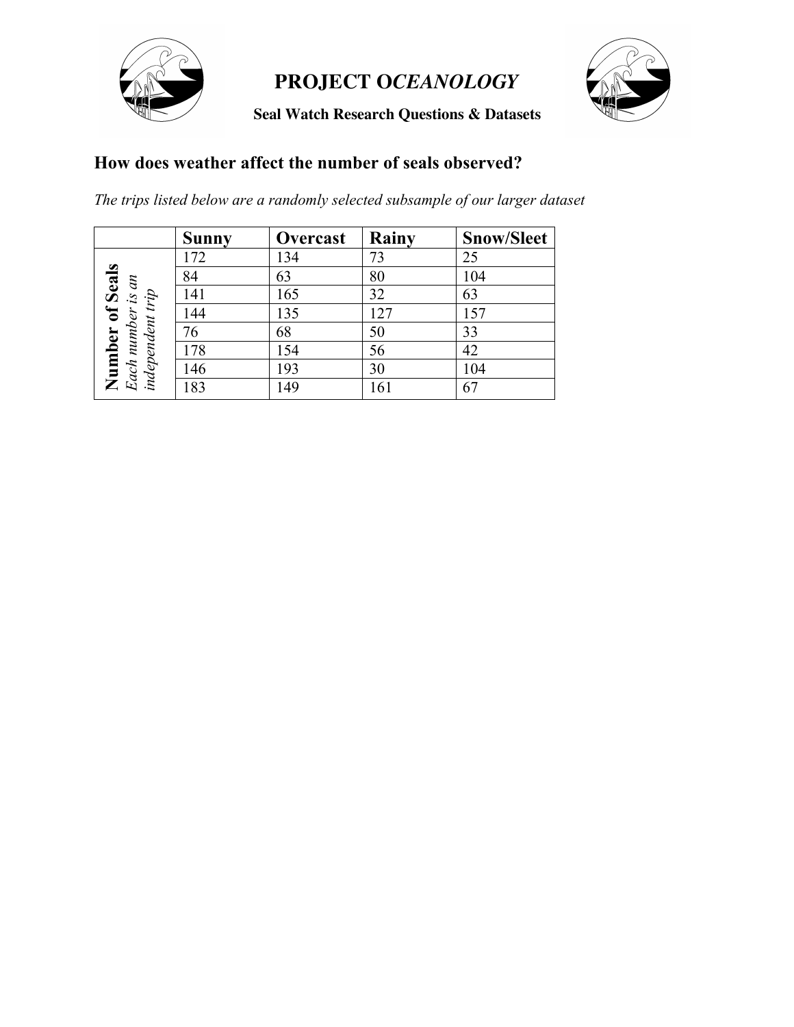# PROJECT O*CEANOLOGY*

**Seal Watch Research Questions & Datasets**

## How does weather affect the number of seals observed?

*The trips listed below are a randomly selected subsample of our larger dataset*

| **Number of Seals** *Each number is an independent trip* | **Sunny** | **Overcast** | **Rainy** | **Snow/Sleet** |
|---|---|---|---|---|
| | 172 | 134 | 73 | 25 |
| | 84 | 63 | 80 | 104 |
| | 141 | 165 | 32 | 63 |
| | 144 | 135 | 127 | 157 |
| | 76 | 68 | 50 | 33 |
| | 178 | 154 | 56 | 42 |
| | 146 | 193 | 30 | 104 |
| | 183 | 149 | 161 | 67 |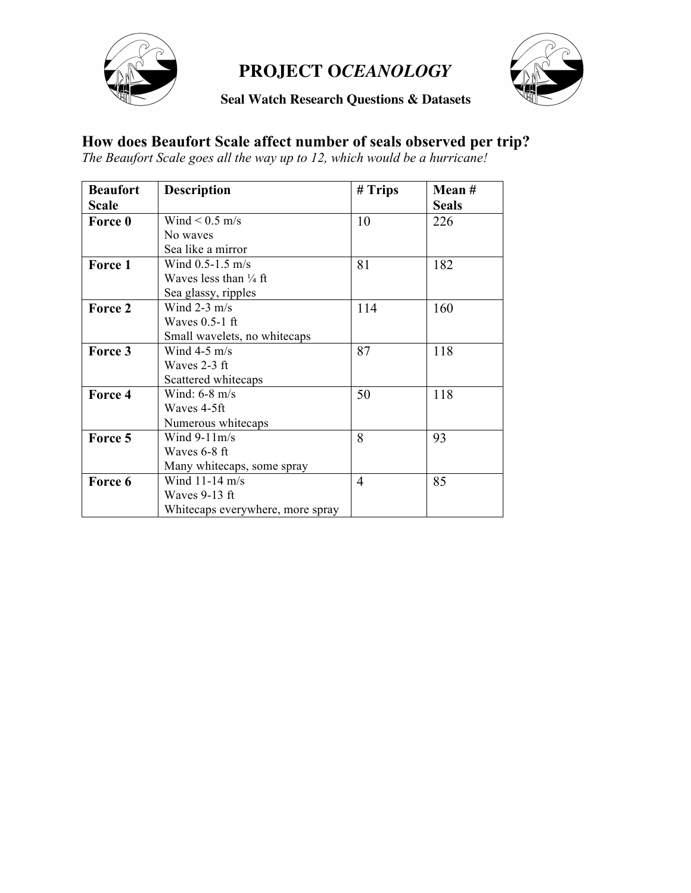# PROJECT O*CEANOLOGY*

**Seal Watch Research Questions & Datasets**

## How does Beaufort Scale affect number of seals observed per trip?

*The Beaufort Scale goes all the way up to 12, which would be a hurricane!*

| Beaufort Scale | Description | # Trips | Mean # Seals |
|---|---|---|---|
| **Force 0** | Wind < 0.5 m/s<br>No waves<br>Sea like a mirror | 10 | 226 |
| **Force 1** | Wind 0.5-1.5 m/s<br>Waves less than ¼ ft<br>Sea glassy, ripples | 81 | 182 |
| **Force 2** | Wind 2-3 m/s<br>Waves 0.5-1 ft<br>Small wavelets, no whitecaps | 114 | 160 |
| **Force 3** | Wind 4-5 m/s<br>Waves 2-3 ft<br>Scattered whitecaps | 87 | 118 |
| **Force 4** | Wind: 6-8 m/s<br>Waves 4-5ft<br>Numerous whitecaps | 50 | 118 |
| **Force 5** | Wind 9-11m/s<br>Waves 6-8 ft<br>Many whitecaps, some spray | 8 | 93 |
| **Force 6** | Wind 11-14 m/s<br>Waves 9-13 ft<br>Whitecaps everywhere, more spray | 4 | 85 |